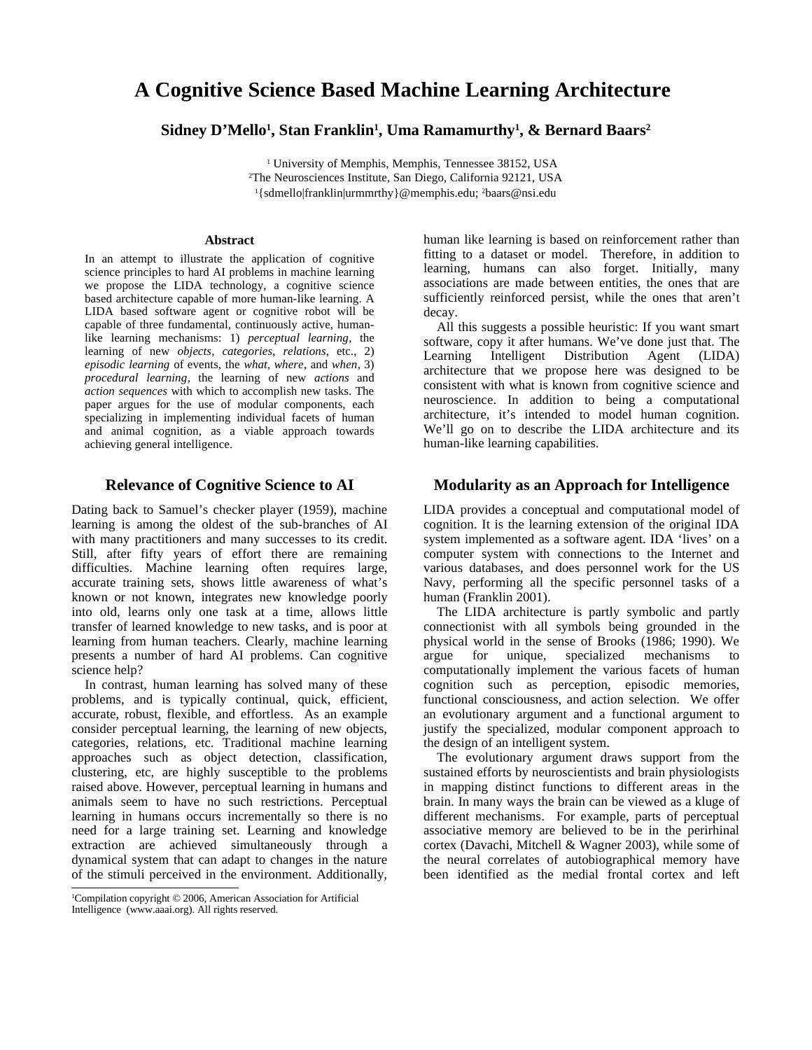# A Cognitive Science Based Machine Learning Architecture

**Sidney D'Mello[1], Stan Franklin[1], Uma Ramamurthy[1], & Bernard Baars[2]**

[1] University of Memphis, Memphis, Tennessee 38152, USA
[2]The Neurosciences Institute, San Diego, California 92121, USA
[1]{sdmello|franklin|urmmrthy}@memphis.edu; [2]baars@nsi.edu

### Abstract

In an attempt to illustrate the application of cognitive science principles to hard AI problems in machine learning we propose the LIDA technology, a cognitive science based architecture capable of more human-like learning. A LIDA based software agent or cognitive robot will be capable of three fundamental, continuously active, human-like learning mechanisms: 1) *perceptual learning*, the learning of new *objects*, *categories*, *relations*, etc., 2) *episodic learning* of events, the *what*, *where*, and *when*, 3) *procedural learning*, the learning of new *actions* and *action sequences* with which to accomplish new tasks. The paper argues for the use of modular components, each specializing in implementing individual facets of human and animal cognition, as a viable approach towards achieving general intelligence.

## Relevance of Cognitive Science to AI

Dating back to Samuel's checker player (1959), machine learning is among the oldest of the sub-branches of AI with many practitioners and many successes to its credit. Still, after fifty years of effort there are remaining difficulties. Machine learning often requires large, accurate training sets, shows little awareness of what's known or not known, integrates new knowledge poorly into old, learns only one task at a time, allows little transfer of learned knowledge to new tasks, and is poor at learning from human teachers. Clearly, machine learning presents a number of hard AI problems. Can cognitive science help?

In contrast, human learning has solved many of these problems, and is typically continual, quick, efficient, accurate, robust, flexible, and effortless. As an example consider perceptual learning, the learning of new objects, categories, relations, etc. Traditional machine learning approaches such as object detection, classification, clustering, etc, are highly susceptible to the problems raised above. However, perceptual learning in humans and animals seem to have no such restrictions. Perceptual learning in humans occurs incrementally so there is no need for a large training set. Learning and knowledge extraction are achieved simultaneously through a dynamical system that can adapt to changes in the nature of the stimuli perceived in the environment. Additionally, human like learning is based on reinforcement rather than fitting to a dataset or model. Therefore, in addition to learning, humans can also forget. Initially, many associations are made between entities, the ones that are sufficiently reinforced persist, while the ones that aren't decay.

All this suggests a possible heuristic: If you want smart software, copy it after humans. We've done just that. The Learning Intelligent Distribution Agent (LIDA) architecture that we propose here was designed to be consistent with what is known from cognitive science and neuroscience. In addition to being a computational architecture, it's intended to model human cognition. We'll go on to describe the LIDA architecture and its human-like learning capabilities.

## Modularity as an Approach for Intelligence

LIDA provides a conceptual and computational model of cognition. It is the learning extension of the original IDA system implemented as a software agent. IDA 'lives' on a computer system with connections to the Internet and various databases, and does personnel work for the US Navy, performing all the specific personnel tasks of a human (Franklin 2001).

The LIDA architecture is partly symbolic and partly connectionist with all symbols being grounded in the physical world in the sense of Brooks (1986; 1990). We argue for unique, specialized mechanisms to computationally implement the various facets of human cognition such as perception, episodic memories, functional consciousness, and action selection. We offer an evolutionary argument and a functional argument to justify the specialized, modular component approach to the design of an intelligent system.

The evolutionary argument draws support from the sustained efforts by neuroscientists and brain physiologists in mapping distinct functions to different areas in the brain. In many ways the brain can be viewed as a kluge of different mechanisms. For example, parts of perceptual associative memory are believed to be in the perirhinal cortex (Davachi, Mitchell & Wagner 2003), while some of the neural correlates of autobiographical memory have been identified as the medial frontal cortex and left

---

[1]Compilation copyright © 2006, American Association for Artificial Intelligence (www.aaai.org). All rights reserved.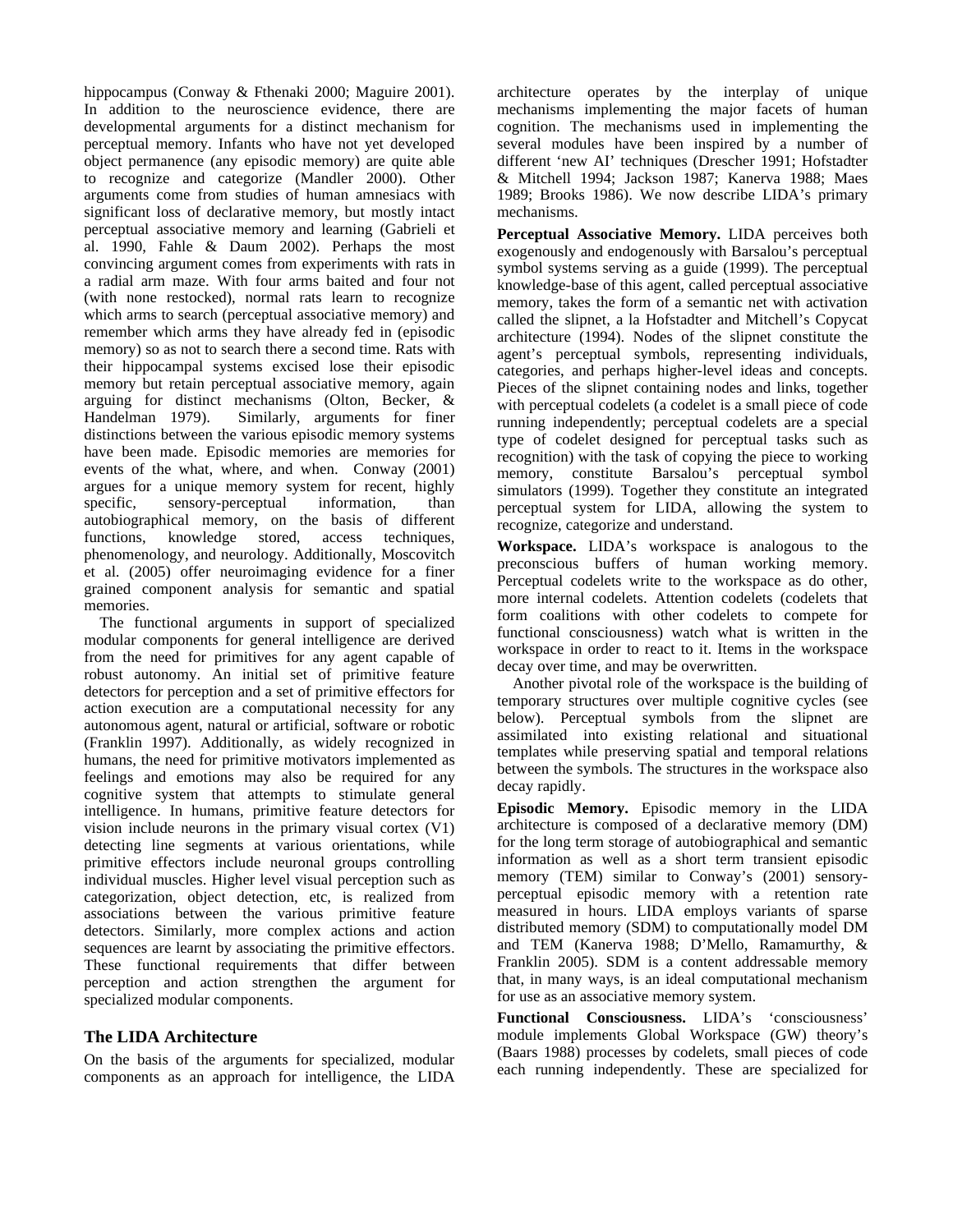hippocampus (Conway & Fthenaki 2000; Maguire 2001). In addition to the neuroscience evidence, there are developmental arguments for a distinct mechanism for perceptual memory. Infants who have not yet developed object permanence (any episodic memory) are quite able to recognize and categorize (Mandler 2000). Other arguments come from studies of human amnesiacs with significant loss of declarative memory, but mostly intact perceptual associative memory and learning (Gabrieli et al. 1990, Fahle & Daum 2002). Perhaps the most convincing argument comes from experiments with rats in a radial arm maze. With four arms baited and four not (with none restocked), normal rats learn to recognize which arms to search (perceptual associative memory) and remember which arms they have already fed in (episodic memory) so as not to search there a second time. Rats with their hippocampal systems excised lose their episodic memory but retain perceptual associative memory, again arguing for distinct mechanisms (Olton, Becker, & Handelman 1979). Similarly, arguments for finer distinctions between the various episodic memory systems have been made. Episodic memories are memories for events of the what, where, and when. Conway (2001) argues for a unique memory system for recent, highly specific, sensory-perceptual information, than autobiographical memory, on the basis of different functions, knowledge stored, access techniques, phenomenology, and neurology. Additionally, Moscovitch et al. (2005) offer neuroimaging evidence for a finer grained component analysis for semantic and spatial memories.

The functional arguments in support of specialized modular components for general intelligence are derived from the need for primitives for any agent capable of robust autonomy. An initial set of primitive feature detectors for perception and a set of primitive effectors for action execution are a computational necessity for any autonomous agent, natural or artificial, software or robotic (Franklin 1997). Additionally, as widely recognized in humans, the need for primitive motivators implemented as feelings and emotions may also be required for any cognitive system that attempts to stimulate general intelligence. In humans, primitive feature detectors for vision include neurons in the primary visual cortex (V1) detecting line segments at various orientations, while primitive effectors include neuronal groups controlling individual muscles. Higher level visual perception such as categorization, object detection, etc, is realized from associations between the various primitive feature detectors. Similarly, more complex actions and action sequences are learnt by associating the primitive effectors. These functional requirements that differ between perception and action strengthen the argument for specialized modular components.

## The LIDA Architecture

On the basis of the arguments for specialized, modular components as an approach for intelligence, the LIDA architecture operates by the interplay of unique mechanisms implementing the major facets of human cognition. The mechanisms used in implementing the several modules have been inspired by a number of different 'new AI' techniques (Drescher 1991; Hofstadter & Mitchell 1994; Jackson 1987; Kanerva 1988; Maes 1989; Brooks 1986). We now describe LIDA's primary mechanisms.

**Perceptual Associative Memory.** LIDA perceives both exogenously and endogenously with Barsalou's perceptual symbol systems serving as a guide (1999). The perceptual knowledge-base of this agent, called perceptual associative memory, takes the form of a semantic net with activation called the slipnet, a la Hofstadter and Mitchell's Copycat architecture (1994). Nodes of the slipnet constitute the agent's perceptual symbols, representing individuals, categories, and perhaps higher-level ideas and concepts. Pieces of the slipnet containing nodes and links, together with perceptual codelets (a codelet is a small piece of code running independently; perceptual codelets are a special type of codelet designed for perceptual tasks such as recognition) with the task of copying the piece to working memory, constitute Barsalou's perceptual symbol simulators (1999). Together they constitute an integrated perceptual system for LIDA, allowing the system to recognize, categorize and understand.

**Workspace.** LIDA's workspace is analogous to the preconscious buffers of human working memory. Perceptual codelets write to the workspace as do other, more internal codelets. Attention codelets (codelets that form coalitions with other codelets to compete for functional consciousness) watch what is written in the workspace in order to react to it. Items in the workspace decay over time, and may be overwritten.

Another pivotal role of the workspace is the building of temporary structures over multiple cognitive cycles (see below). Perceptual symbols from the slipnet are assimilated into existing relational and situational templates while preserving spatial and temporal relations between the symbols. The structures in the workspace also decay rapidly.

**Episodic Memory.** Episodic memory in the LIDA architecture is composed of a declarative memory (DM) for the long term storage of autobiographical and semantic information as well as a short term transient episodic memory (TEM) similar to Conway's (2001) sensory-perceptual episodic memory with a retention rate measured in hours. LIDA employs variants of sparse distributed memory (SDM) to computationally model DM and TEM (Kanerva 1988; D'Mello, Ramamurthy, & Franklin 2005). SDM is a content addressable memory that, in many ways, is an ideal computational mechanism for use as an associative memory system.

**Functional Consciousness.** LIDA's 'consciousness' module implements Global Workspace (GW) theory's (Baars 1988) processes by codelets, small pieces of code each running independently. These are specialized for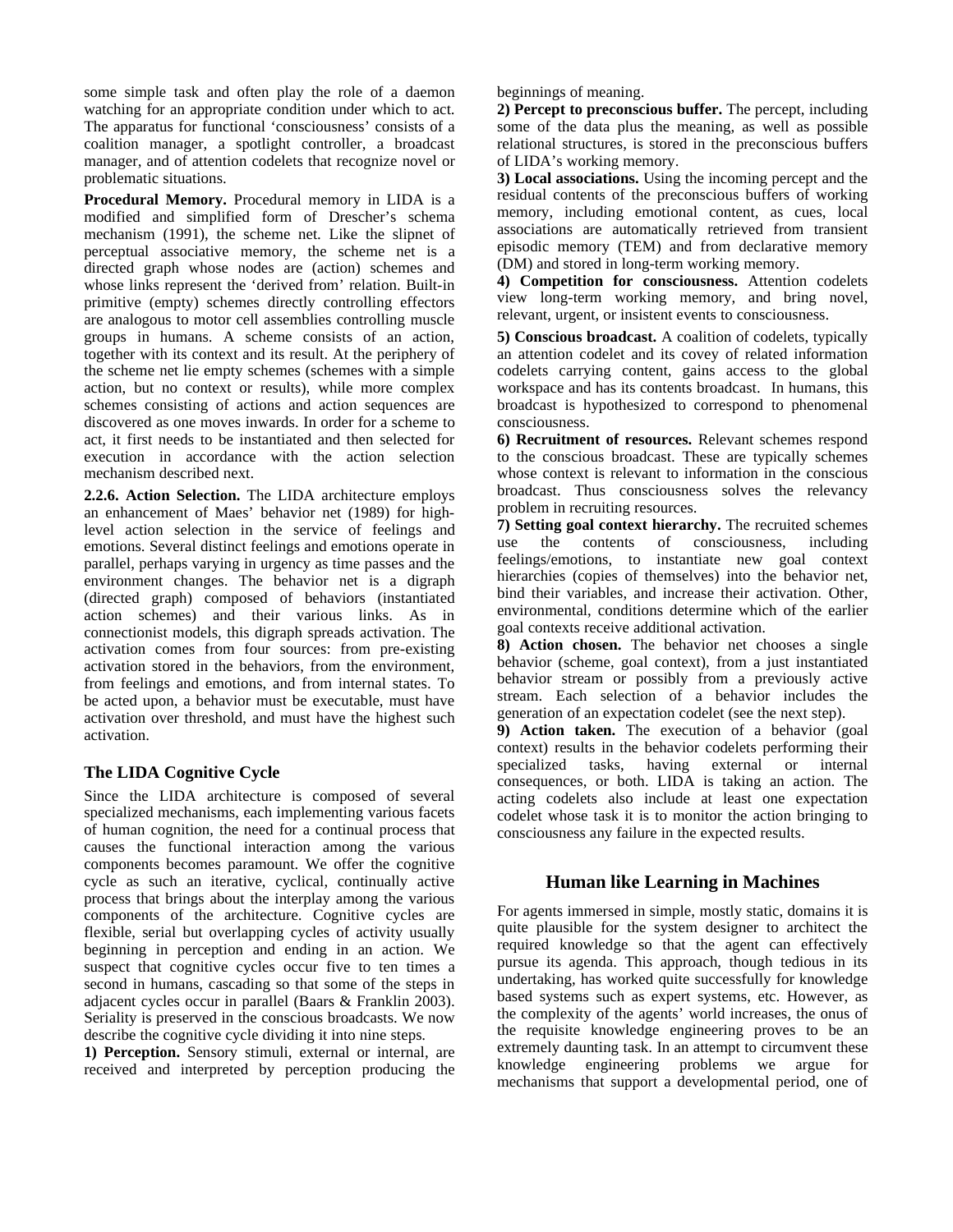some simple task and often play the role of a daemon watching for an appropriate condition under which to act. The apparatus for functional 'consciousness' consists of a coalition manager, a spotlight controller, a broadcast manager, and of attention codelets that recognize novel or problematic situations.

**Procedural Memory.** Procedural memory in LIDA is a modified and simplified form of Drescher's schema mechanism (1991), the scheme net. Like the slipnet of perceptual associative memory, the scheme net is a directed graph whose nodes are (action) schemes and whose links represent the 'derived from' relation. Built-in primitive (empty) schemes directly controlling effectors are analogous to motor cell assemblies controlling muscle groups in humans. A scheme consists of an action, together with its context and its result. At the periphery of the scheme net lie empty schemes (schemes with a simple action, but no context or results), while more complex schemes consisting of actions and action sequences are discovered as one moves inwards. In order for a scheme to act, it first needs to be instantiated and then selected for execution in accordance with the action selection mechanism described next.

**2.2.6. Action Selection.** The LIDA architecture employs an enhancement of Maes' behavior net (1989) for high-level action selection in the service of feelings and emotions. Several distinct feelings and emotions operate in parallel, perhaps varying in urgency as time passes and the environment changes. The behavior net is a digraph (directed graph) composed of behaviors (instantiated action schemes) and their various links. As in connectionist models, this digraph spreads activation. The activation comes from four sources: from pre-existing activation stored in the behaviors, from the environment, from feelings and emotions, and from internal states. To be acted upon, a behavior must be executable, must have activation over threshold, and must have the highest such activation.

### The LIDA Cognitive Cycle

Since the LIDA architecture is composed of several specialized mechanisms, each implementing various facets of human cognition, the need for a continual process that causes the functional interaction among the various components becomes paramount. We offer the cognitive cycle as such an iterative, cyclical, continually active process that brings about the interplay among the various components of the architecture. Cognitive cycles are flexible, serial but overlapping cycles of activity usually beginning in perception and ending in an action. We suspect that cognitive cycles occur five to ten times a second in humans, cascading so that some of the steps in adjacent cycles occur in parallel (Baars & Franklin 2003). Seriality is preserved in the conscious broadcasts. We now describe the cognitive cycle dividing it into nine steps.

**1) Perception.** Sensory stimuli, external or internal, are received and interpreted by perception producing the beginnings of meaning.

**2) Percept to preconscious buffer.** The percept, including some of the data plus the meaning, as well as possible relational structures, is stored in the preconscious buffers of LIDA's working memory.

**3) Local associations.** Using the incoming percept and the residual contents of the preconscious buffers of working memory, including emotional content, as cues, local associations are automatically retrieved from transient episodic memory (TEM) and from declarative memory (DM) and stored in long-term working memory.

**4) Competition for consciousness.** Attention codelets view long-term working memory, and bring novel, relevant, urgent, or insistent events to consciousness.

**5) Conscious broadcast.** A coalition of codelets, typically an attention codelet and its covey of related information codelets carrying content, gains access to the global workspace and has its contents broadcast. In humans, this broadcast is hypothesized to correspond to phenomenal consciousness.

**6) Recruitment of resources.** Relevant schemes respond to the conscious broadcast. These are typically schemes whose context is relevant to information in the conscious broadcast. Thus consciousness solves the relevancy problem in recruiting resources.

**7) Setting goal context hierarchy.** The recruited schemes use the contents of consciousness, including feelings/emotions, to instantiate new goal context hierarchies (copies of themselves) into the behavior net, bind their variables, and increase their activation. Other, environmental, conditions determine which of the earlier goal contexts receive additional activation.

**8) Action chosen.** The behavior net chooses a single behavior (scheme, goal context), from a just instantiated behavior stream or possibly from a previously active stream. Each selection of a behavior includes the generation of an expectation codelet (see the next step).

**9) Action taken.** The execution of a behavior (goal context) results in the behavior codelets performing their specialized tasks, having external or internal consequences, or both. LIDA is taking an action. The acting codelets also include at least one expectation codelet whose task it is to monitor the action bringing to consciousness any failure in the expected results.

## Human like Learning in Machines

For agents immersed in simple, mostly static, domains it is quite plausible for the system designer to architect the required knowledge so that the agent can effectively pursue its agenda. This approach, though tedious in its undertaking, has worked quite successfully for knowledge based systems such as expert systems, etc. However, as the complexity of the agents' world increases, the onus of the requisite knowledge engineering proves to be an extremely daunting task. In an attempt to circumvent these knowledge engineering problems we argue for mechanisms that support a developmental period, one of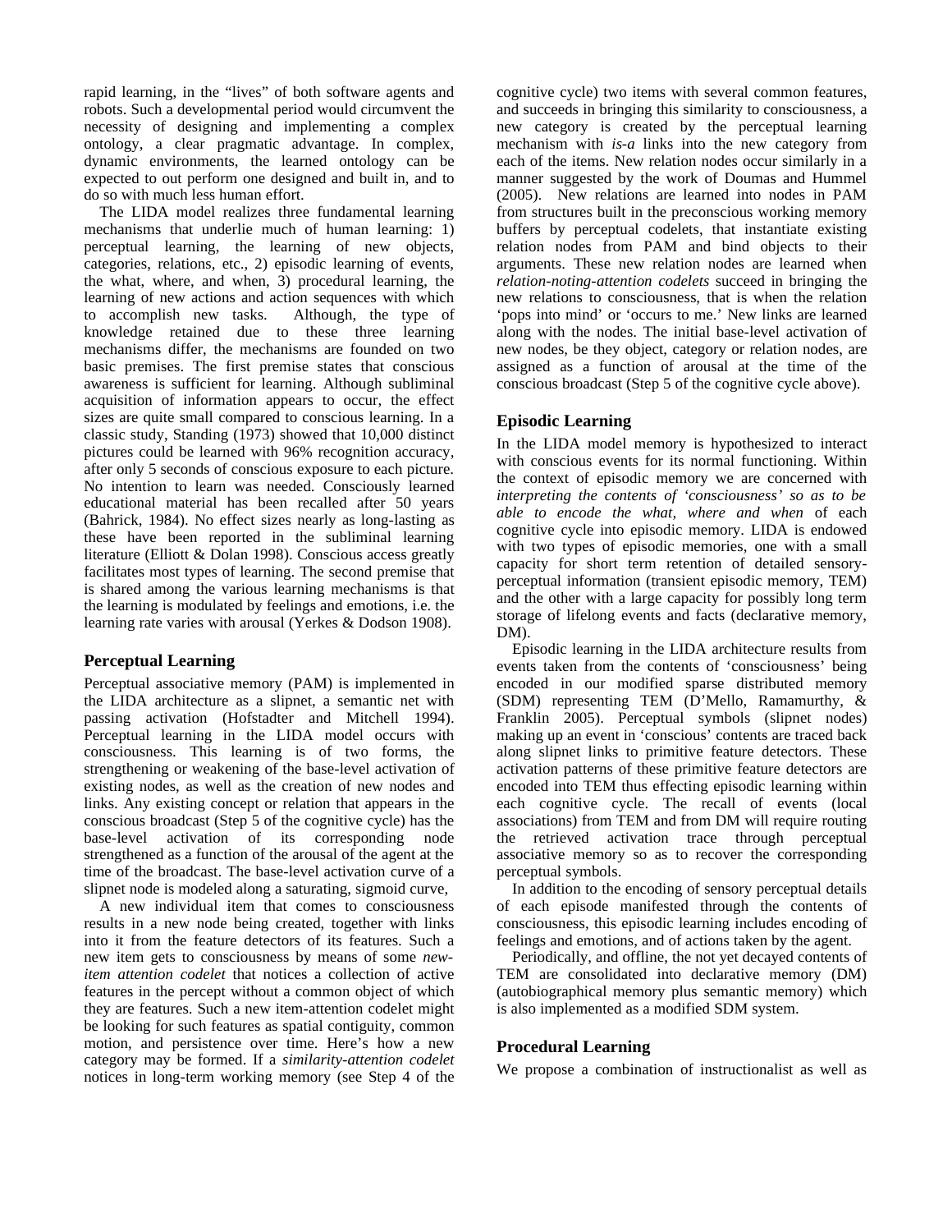rapid learning, in the "lives" of both software agents and robots. Such a developmental period would circumvent the necessity of designing and implementing a complex ontology, a clear pragmatic advantage. In complex, dynamic environments, the learned ontology can be expected to out perform one designed and built in, and to do so with much less human effort.

The LIDA model realizes three fundamental learning mechanisms that underlie much of human learning: 1) perceptual learning, the learning of new objects, categories, relations, etc., 2) episodic learning of events, the what, where, and when, 3) procedural learning, the learning of new actions and action sequences with which to accomplish new tasks. Although, the type of knowledge retained due to these three learning mechanisms differ, the mechanisms are founded on two basic premises. The first premise states that conscious awareness is sufficient for learning. Although subliminal acquisition of information appears to occur, the effect sizes are quite small compared to conscious learning. In a classic study, Standing (1973) showed that 10,000 distinct pictures could be learned with 96% recognition accuracy, after only 5 seconds of conscious exposure to each picture. No intention to learn was needed. Consciously learned educational material has been recalled after 50 years (Bahrick, 1984). No effect sizes nearly as long-lasting as these have been reported in the subliminal learning literature (Elliott & Dolan 1998). Conscious access greatly facilitates most types of learning. The second premise that is shared among the various learning mechanisms is that the learning is modulated by feelings and emotions, i.e. the learning rate varies with arousal (Yerkes & Dodson 1908).

## Perceptual Learning

Perceptual associative memory (PAM) is implemented in the LIDA architecture as a slipnet, a semantic net with passing activation (Hofstadter and Mitchell 1994). Perceptual learning in the LIDA model occurs with consciousness. This learning is of two forms, the strengthening or weakening of the base-level activation of existing nodes, as well as the creation of new nodes and links. Any existing concept or relation that appears in the conscious broadcast (Step 5 of the cognitive cycle) has the base-level activation of its corresponding node strengthened as a function of the arousal of the agent at the time of the broadcast. The base-level activation curve of a slipnet node is modeled along a saturating, sigmoid curve,

A new individual item that comes to consciousness results in a new node being created, together with links into it from the feature detectors of its features. Such a new item gets to consciousness by means of some *new-item attention codelet* that notices a collection of active features in the percept without a common object of which they are features. Such a new item-attention codelet might be looking for such features as spatial contiguity, common motion, and persistence over time. Here's how a new category may be formed. If a *similarity-attention codelet* notices in long-term working memory (see Step 4 of the cognitive cycle) two items with several common features, and succeeds in bringing this similarity to consciousness, a new category is created by the perceptual learning mechanism with *is-a* links into the new category from each of the items. New relation nodes occur similarly in a manner suggested by the work of Doumas and Hummel (2005). New relations are learned into nodes in PAM from structures built in the preconscious working memory buffers by perceptual codelets, that instantiate existing relation nodes from PAM and bind objects to their arguments. These new relation nodes are learned when *relation-noting-attention codelets* succeed in bringing the new relations to consciousness, that is when the relation 'pops into mind' or 'occurs to me.' New links are learned along with the nodes. The initial base-level activation of new nodes, be they object, category or relation nodes, are assigned as a function of arousal at the time of the conscious broadcast (Step 5 of the cognitive cycle above).

## Episodic Learning

In the LIDA model memory is hypothesized to interact with conscious events for its normal functioning. Within the context of episodic memory we are concerned with *interpreting the contents of 'consciousness' so as to be able to encode the what, where and when* of each cognitive cycle into episodic memory. LIDA is endowed with two types of episodic memories, one with a small capacity for short term retention of detailed sensory-perceptual information (transient episodic memory, TEM) and the other with a large capacity for possibly long term storage of lifelong events and facts (declarative memory, DM).

Episodic learning in the LIDA architecture results from events taken from the contents of 'consciousness' being encoded in our modified sparse distributed memory (SDM) representing TEM (D'Mello, Ramamurthy, & Franklin 2005). Perceptual symbols (slipnet nodes) making up an event in 'conscious' contents are traced back along slipnet links to primitive feature detectors. These activation patterns of these primitive feature detectors are encoded into TEM thus effecting episodic learning within each cognitive cycle. The recall of events (local associations) from TEM and from DM will require routing the retrieved activation trace through perceptual associative memory so as to recover the corresponding perceptual symbols.

In addition to the encoding of sensory perceptual details of each episode manifested through the contents of consciousness, this episodic learning includes encoding of feelings and emotions, and of actions taken by the agent.

Periodically, and offline, the not yet decayed contents of TEM are consolidated into declarative memory (DM) (autobiographical memory plus semantic memory) which is also implemented as a modified SDM system.

## Procedural Learning

We propose a combination of instructionalist as well as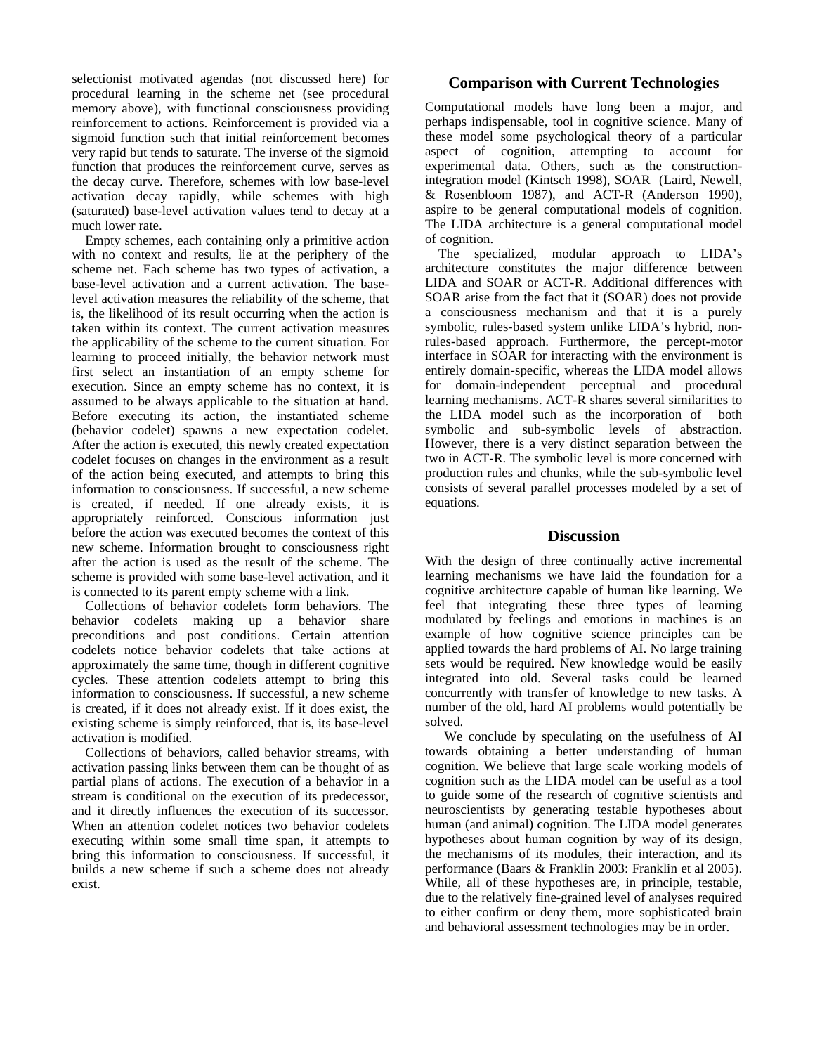selectionist motivated agendas (not discussed here) for procedural learning in the scheme net (see procedural memory above), with functional consciousness providing reinforcement to actions. Reinforcement is provided via a sigmoid function such that initial reinforcement becomes very rapid but tends to saturate. The inverse of the sigmoid function that produces the reinforcement curve, serves as the decay curve. Therefore, schemes with low base-level activation decay rapidly, while schemes with high (saturated) base-level activation values tend to decay at a much lower rate.

Empty schemes, each containing only a primitive action with no context and results, lie at the periphery of the scheme net. Each scheme has two types of activation, a base-level activation and a current activation. The base-level activation measures the reliability of the scheme, that is, the likelihood of its result occurring when the action is taken within its context. The current activation measures the applicability of the scheme to the current situation. For learning to proceed initially, the behavior network must first select an instantiation of an empty scheme for execution. Since an empty scheme has no context, it is assumed to be always applicable to the situation at hand. Before executing its action, the instantiated scheme (behavior codelet) spawns a new expectation codelet. After the action is executed, this newly created expectation codelet focuses on changes in the environment as a result of the action being executed, and attempts to bring this information to consciousness. If successful, a new scheme is created, if needed. If one already exists, it is appropriately reinforced. Conscious information just before the action was executed becomes the context of this new scheme. Information brought to consciousness right after the action is used as the result of the scheme. The scheme is provided with some base-level activation, and it is connected to its parent empty scheme with a link.

Collections of behavior codelets form behaviors. The behavior codelets making up a behavior share preconditions and post conditions. Certain attention codelets notice behavior codelets that take actions at approximately the same time, though in different cognitive cycles. These attention codelets attempt to bring this information to consciousness. If successful, a new scheme is created, if it does not already exist. If it does exist, the existing scheme is simply reinforced, that is, its base-level activation is modified.

Collections of behaviors, called behavior streams, with activation passing links between them can be thought of as partial plans of actions. The execution of a behavior in a stream is conditional on the execution of its predecessor, and it directly influences the execution of its successor. When an attention codelet notices two behavior codelets executing within some small time span, it attempts to bring this information to consciousness. If successful, it builds a new scheme if such a scheme does not already exist.

## Comparison with Current Technologies

Computational models have long been a major, and perhaps indispensable, tool in cognitive science. Many of these model some psychological theory of a particular aspect of cognition, attempting to account for experimental data. Others, such as the construction-integration model (Kintsch 1998), SOAR (Laird, Newell, & Rosenbloom 1987), and ACT-R (Anderson 1990), aspire to be general computational models of cognition. The LIDA architecture is a general computational model of cognition.

The specialized, modular approach to LIDA's architecture constitutes the major difference between LIDA and SOAR or ACT-R. Additional differences with SOAR arise from the fact that it (SOAR) does not provide a consciousness mechanism and that it is a purely symbolic, rules-based system unlike LIDA's hybrid, non-rules-based approach. Furthermore, the percept-motor interface in SOAR for interacting with the environment is entirely domain-specific, whereas the LIDA model allows for domain-independent perceptual and procedural learning mechanisms. ACT-R shares several similarities to the LIDA model such as the incorporation of both symbolic and sub-symbolic levels of abstraction. However, there is a very distinct separation between the two in ACT-R. The symbolic level is more concerned with production rules and chunks, while the sub-symbolic level consists of several parallel processes modeled by a set of equations.

## Discussion

With the design of three continually active incremental learning mechanisms we have laid the foundation for a cognitive architecture capable of human like learning. We feel that integrating these three types of learning modulated by feelings and emotions in machines is an example of how cognitive science principles can be applied towards the hard problems of AI. No large training sets would be required. New knowledge would be easily integrated into old. Several tasks could be learned concurrently with transfer of knowledge to new tasks. A number of the old, hard AI problems would potentially be solved.

We conclude by speculating on the usefulness of AI towards obtaining a better understanding of human cognition. We believe that large scale working models of cognition such as the LIDA model can be useful as a tool to guide some of the research of cognitive scientists and neuroscientists by generating testable hypotheses about human (and animal) cognition. The LIDA model generates hypotheses about human cognition by way of its design, the mechanisms of its modules, their interaction, and its performance (Baars & Franklin 2003: Franklin et al 2005). While, all of these hypotheses are, in principle, testable, due to the relatively fine-grained level of analyses required to either confirm or deny them, more sophisticated brain and behavioral assessment technologies may be in order.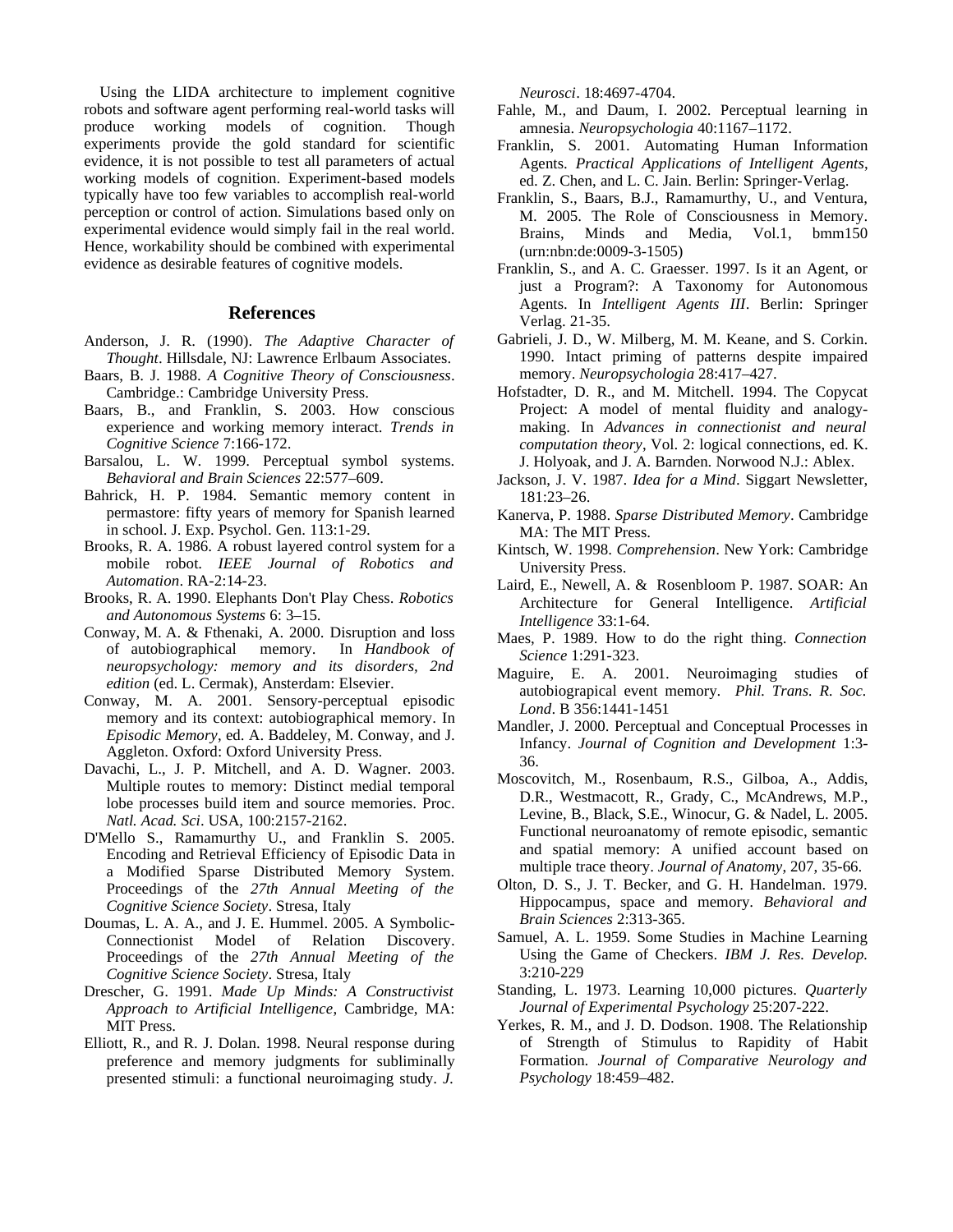Using the LIDA architecture to implement cognitive robots and software agent performing real-world tasks will produce working models of cognition. Though experiments provide the gold standard for scientific evidence, it is not possible to test all parameters of actual working models of cognition. Experiment-based models typically have too few variables to accomplish real-world perception or control of action. Simulations based only on experimental evidence would simply fail in the real world. Hence, workability should be combined with experimental evidence as desirable features of cognitive models.

## References

Anderson, J. R. (1990). *The Adaptive Character of Thought*. Hillsdale, NJ: Lawrence Erlbaum Associates.

Baars, B. J. 1988. *A Cognitive Theory of Consciousness*. Cambridge.: Cambridge University Press.

Baars, B., and Franklin, S. 2003. How conscious experience and working memory interact. *Trends in Cognitive Science* 7:166-172.

Barsalou, L. W. 1999. Perceptual symbol systems. *Behavioral and Brain Sciences* 22:577–609.

Bahrick, H. P. 1984. Semantic memory content in permastore: fifty years of memory for Spanish learned in school. J. Exp. Psychol. Gen. 113:1-29.

Brooks, R. A. 1986. A robust layered control system for a mobile robot. *IEEE Journal of Robotics and Automation*. RA-2:14-23.

Brooks, R. A. 1990. Elephants Don't Play Chess. *Robotics and Autonomous Systems* 6: 3–15.

Conway, M. A. & Fthenaki, A. 2000. Disruption and loss of autobiographical memory. In *Handbook of neuropsychology: memory and its disorders, 2nd edition* (ed. L. Cermak), Ansterdam: Elsevier.

Conway, M. A. 2001. Sensory-perceptual episodic memory and its context: autobiographical memory. In *Episodic Memory*, ed. A. Baddeley, M. Conway, and J. Aggleton. Oxford: Oxford University Press.

Davachi, L., J. P. Mitchell, and A. D. Wagner. 2003. Multiple routes to memory: Distinct medial temporal lobe processes build item and source memories. Proc. *Natl. Acad. Sci*. USA, 100:2157-2162.

D'Mello S., Ramamurthy U., and Franklin S. 2005. Encoding and Retrieval Efficiency of Episodic Data in a Modified Sparse Distributed Memory System. Proceedings of the *27th Annual Meeting of the Cognitive Science Society*. Stresa, Italy

Doumas, L. A. A., and J. E. Hummel. 2005. A Symbolic-Connectionist Model of Relation Discovery. Proceedings of the *27th Annual Meeting of the Cognitive Science Society*. Stresa, Italy

Drescher, G. 1991. *Made Up Minds: A Constructivist Approach to Artificial Intelligence*, Cambridge, MA: MIT Press.

Elliott, R., and R. J. Dolan. 1998. Neural response during preference and memory judgments for subliminally presented stimuli: a functional neuroimaging study. *J. Neurosci*. 18:4697-4704.

Fahle, M., and Daum, I. 2002. Perceptual learning in amnesia. *Neuropsychologia* 40:1167–1172.

Franklin, S. 2001. Automating Human Information Agents. *Practical Applications of Intelligent Agents*, ed. Z. Chen, and L. C. Jain. Berlin: Springer-Verlag.

Franklin, S., Baars, B.J., Ramamurthy, U., and Ventura, M. 2005. The Role of Consciousness in Memory. Brains, Minds and Media, Vol.1, bmm150 (urn:nbn:de:0009-3-1505)

Franklin, S., and A. C. Graesser. 1997. Is it an Agent, or just a Program?: A Taxonomy for Autonomous Agents. In *Intelligent Agents III*. Berlin: Springer Verlag. 21-35.

Gabrieli, J. D., W. Milberg, M. M. Keane, and S. Corkin. 1990. Intact priming of patterns despite impaired memory. *Neuropsychologia* 28:417–427.

Hofstadter, D. R., and M. Mitchell. 1994. The Copycat Project: A model of mental fluidity and analogy-making. In *Advances in connectionist and neural computation theory*, Vol. 2: logical connections, ed. K. J. Holyoak, and J. A. Barnden. Norwood N.J.: Ablex.

Jackson, J. V. 1987. *Idea for a Mind*. Siggart Newsletter, 181:23–26.

Kanerva, P. 1988. *Sparse Distributed Memory*. Cambridge MA: The MIT Press.

Kintsch, W. 1998. *Comprehension*. New York: Cambridge University Press.

Laird, E., Newell, A. & Rosenbloom P. 1987. SOAR: An Architecture for General Intelligence. *Artificial Intelligence* 33:1-64.

Maes, P. 1989. How to do the right thing. *Connection Science* 1:291-323.

Maguire, E. A. 2001. Neuroimaging studies of autobiograpical event memory. *Phil. Trans. R. Soc. Lond*. B 356:1441-1451

Mandler, J. 2000. Perceptual and Conceptual Processes in Infancy. *Journal of Cognition and Development* 1:3-36.

Moscovitch, M., Rosenbaum, R.S., Gilboa, A., Addis, D.R., Westmacott, R., Grady, C., McAndrews, M.P., Levine, B., Black, S.E., Winocur, G. & Nadel, L. 2005. Functional neuroanatomy of remote episodic, semantic and spatial memory: A unified account based on multiple trace theory. *Journal of Anatomy*, 207, 35-66.

Olton, D. S., J. T. Becker, and G. H. Handelman. 1979. Hippocampus, space and memory. *Behavioral and Brain Sciences* 2:313-365.

Samuel, A. L. 1959. Some Studies in Machine Learning Using the Game of Checkers. *IBM J. Res. Develop.* 3:210-229

Standing, L. 1973. Learning 10,000 pictures. *Quarterly Journal of Experimental Psychology* 25:207-222.

Yerkes, R. M., and J. D. Dodson. 1908. The Relationship of Strength of Stimulus to Rapidity of Habit Formation. *Journal of Comparative Neurology and Psychology* 18:459–482.